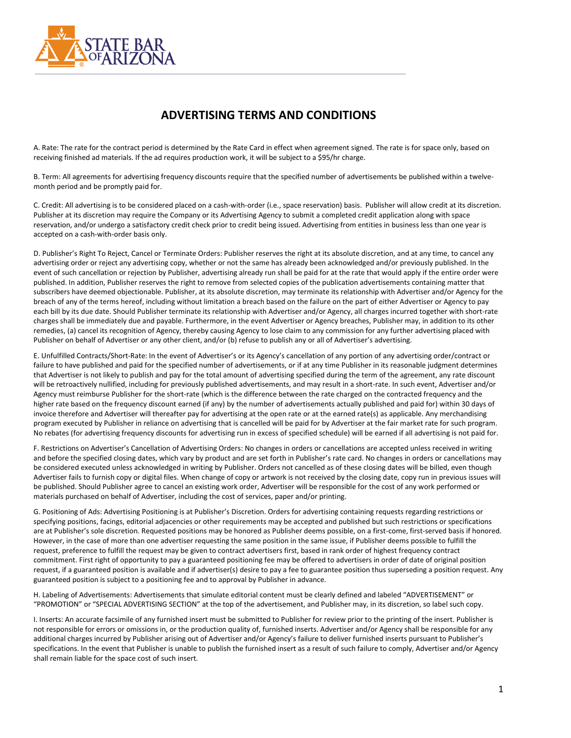# ADVERTISING TERMS AND CONDITIONS

A. Rate: The rate for the contract period is determined by the Rate Card in effect when agreement signed. The rate is for space only, based on receiving finished ad materials. If the ad requires production work, it will be subject to a $95/hr charge.

B. Term: All agreements for advertising frequency discounts require that the specified number of advertisements be published within a twelve-month period and be promptly paid for.

C. Credit: All advertising is to be considered placed on a cash-with-order (i.e., space reservation) basis. Publisher will allow credit at its discretion. Publisher at its discretion may require the Company or its Advertising Agency to submit a completed credit application along with space reservation, and/or undergo a satisfactory credit check prior to credit being issued. Advertising from entities in business less than one year is accepted on a cash-with-order basis only.

D. Publisher's Right To Reject, Cancel or Terminate Orders: Publisher reserves the right at its absolute discretion, and at any time, to cancel any advertising order or reject any advertising copy, whether or not the same has already been acknowledged and/or previously published. In the event of such cancellation or rejection by Publisher, advertising already run shall be paid for at the rate that would apply if the entire order were published. In addition, Publisher reserves the right to remove from selected copies of the publication advertisements containing matter that subscribers have deemed objectionable. Publisher, at its absolute discretion, may terminate its relationship with Advertiser and/or Agency for the breach of any of the terms hereof, including without limitation a breach based on the failure on the part of either Advertiser or Agency to pay each bill by its due date. Should Publisher terminate its relationship with Advertiser and/or Agency, all charges incurred together with short-rate charges shall be immediately due and payable. Furthermore, in the event Advertiser or Agency breaches, Publisher may, in addition to its other remedies, (a) cancel its recognition of Agency, thereby causing Agency to lose claim to any commission for any further advertising placed with Publisher on behalf of Advertiser or any other client, and/or (b) refuse to publish any or all of Advertiser's advertising.

E. Unfulfilled Contracts/Short-Rate: In the event of Advertiser's or its Agency's cancellation of any portion of any advertising order/contract or failure to have published and paid for the specified number of advertisements, or if at any time Publisher in its reasonable judgment determines that Advertiser is not likely to publish and pay for the total amount of advertising specified during the term of the agreement, any rate discount will be retroactively nullified, including for previously published advertisements, and may result in a short-rate. In such event, Advertiser and/or Agency must reimburse Publisher for the short-rate (which is the difference between the rate charged on the contracted frequency and the higher rate based on the frequency discount earned (if any) by the number of advertisements actually published and paid for) within 30 days of invoice therefore and Advertiser will thereafter pay for advertising at the open rate or at the earned rate(s) as applicable. Any merchandising program executed by Publisher in reliance on advertising that is cancelled will be paid for by Advertiser at the fair market rate for such program. No rebates (for advertising frequency discounts for advertising run in excess of specified schedule) will be earned if all advertising is not paid for.

F. Restrictions on Advertiser's Cancellation of Advertising Orders: No changes in orders or cancellations are accepted unless received in writing and before the specified closing dates, which vary by product and are set forth in Publisher's rate card. No changes in orders or cancellations may be considered executed unless acknowledged in writing by Publisher. Orders not cancelled as of these closing dates will be billed, even though Advertiser fails to furnish copy or digital files. When change of copy or artwork is not received by the closing date, copy run in previous issues will be published. Should Publisher agree to cancel an existing work order, Advertiser will be responsible for the cost of any work performed or materials purchased on behalf of Advertiser, including the cost of services, paper and/or printing.

G. Positioning of Ads: Advertising Positioning is at Publisher's Discretion. Orders for advertising containing requests regarding restrictions or specifying positions, facings, editorial adjacencies or other requirements may be accepted and published but such restrictions or specifications are at Publisher's sole discretion. Requested positions may be honored as Publisher deems possible, on a first-come, first-served basis if honored. However, in the case of more than one advertiser requesting the same position in the same issue, if Publisher deems possible to fulfill the request, preference to fulfill the request may be given to contract advertisers first, based in rank order of highest frequency contract commitment. First right of opportunity to pay a guaranteed positioning fee may be offered to advertisers in order of date of original position request, if a guaranteed position is available and if advertiser(s) desire to pay a fee to guarantee position thus superseding a position request. Any guaranteed position is subject to a positioning fee and to approval by Publisher in advance.

H. Labeling of Advertisements: Advertisements that simulate editorial content must be clearly defined and labeled "ADVERTISEMENT" or "PROMOTION" or "SPECIAL ADVERTISING SECTION" at the top of the advertisement, and Publisher may, in its discretion, so label such copy.

I. Inserts: An accurate facsimile of any furnished insert must be submitted to Publisher for review prior to the printing of the insert. Publisher is not responsible for errors or omissions in, or the production quality of, furnished inserts. Advertiser and/or Agency shall be responsible for any additional charges incurred by Publisher arising out of Advertiser and/or Agency's failure to deliver furnished inserts pursuant to Publisher's specifications. In the event that Publisher is unable to publish the furnished insert as a result of such failure to comply, Advertiser and/or Agency shall remain liable for the space cost of such insert.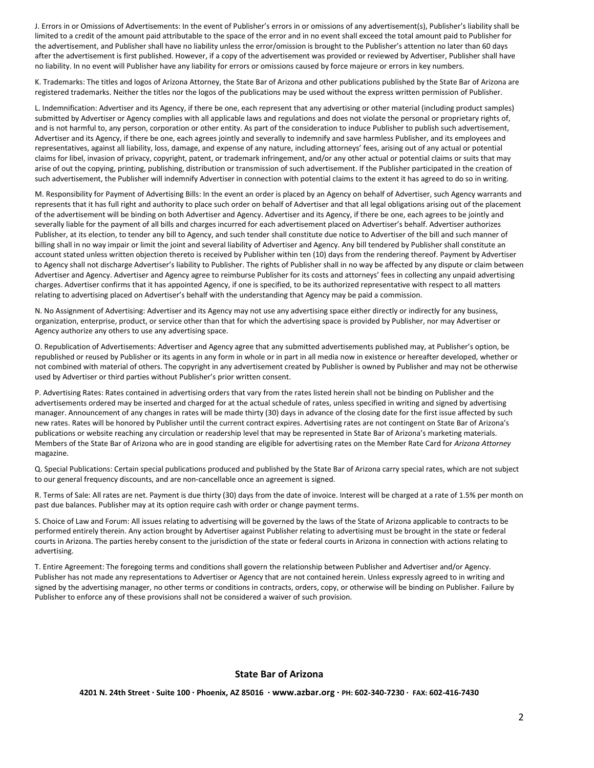J. Errors in or Omissions of Advertisements: In the event of Publisher's errors in or omissions of any advertisement(s), Publisher's liability shall be limited to a credit of the amount paid attributable to the space of the error and in no event shall exceed the total amount paid to Publisher for the advertisement, and Publisher shall have no liability unless the error/omission is brought to the Publisher's attention no later than 60 days after the advertisement is first published. However, if a copy of the advertisement was provided or reviewed by Advertiser, Publisher shall have no liability. In no event will Publisher have any liability for errors or omissions caused by force majeure or errors in key numbers.

K. Trademarks: The titles and logos of Arizona Attorney, the State Bar of Arizona and other publications published by the State Bar of Arizona are registered trademarks. Neither the titles nor the logos of the publications may be used without the express written permission of Publisher.

L. Indemnification: Advertiser and its Agency, if there be one, each represent that any advertising or other material (including product samples) submitted by Advertiser or Agency complies with all applicable laws and regulations and does not violate the personal or proprietary rights of, and is not harmful to, any person, corporation or other entity. As part of the consideration to induce Publisher to publish such advertisement, Advertiser and its Agency, if there be one, each agrees jointly and severally to indemnify and save harmless Publisher, and its employees and representatives, against all liability, loss, damage, and expense of any nature, including attorneys' fees, arising out of any actual or potential claims for libel, invasion of privacy, copyright, patent, or trademark infringement, and/or any other actual or potential claims or suits that may arise of out the copying, printing, publishing, distribution or transmission of such advertisement. If the Publisher participated in the creation of such advertisement, the Publisher will indemnify Advertiser in connection with potential claims to the extent it has agreed to do so in writing.

M. Responsibility for Payment of Advertising Bills: In the event an order is placed by an Agency on behalf of Advertiser, such Agency warrants and represents that it has full right and authority to place such order on behalf of Advertiser and that all legal obligations arising out of the placement of the advertisement will be binding on both Advertiser and Agency. Advertiser and its Agency, if there be one, each agrees to be jointly and severally liable for the payment of all bills and charges incurred for each advertisement placed on Advertiser's behalf. Advertiser authorizes Publisher, at its election, to tender any bill to Agency, and such tender shall constitute due notice to Advertiser of the bill and such manner of billing shall in no way impair or limit the joint and several liability of Advertiser and Agency. Any bill tendered by Publisher shall constitute an account stated unless written objection thereto is received by Publisher within ten (10) days from the rendering thereof. Payment by Advertiser to Agency shall not discharge Advertiser's liability to Publisher. The rights of Publisher shall in no way be affected by any dispute or claim between Advertiser and Agency. Advertiser and Agency agree to reimburse Publisher for its costs and attorneys' fees in collecting any unpaid advertising charges. Advertiser confirms that it has appointed Agency, if one is specified, to be its authorized representative with respect to all matters relating to advertising placed on Advertiser's behalf with the understanding that Agency may be paid a commission.

N. No Assignment of Advertising: Advertiser and its Agency may not use any advertising space either directly or indirectly for any business, organization, enterprise, product, or service other than that for which the advertising space is provided by Publisher, nor may Advertiser or Agency authorize any others to use any advertising space.

O. Republication of Advertisements: Advertiser and Agency agree that any submitted advertisements published may, at Publisher's option, be republished or reused by Publisher or its agents in any form in whole or in part in all media now in existence or hereafter developed, whether or not combined with material of others. The copyright in any advertisement created by Publisher is owned by Publisher and may not be otherwise used by Advertiser or third parties without Publisher's prior written consent.

P. Advertising Rates: Rates contained in advertising orders that vary from the rates listed herein shall not be binding on Publisher and the advertisements ordered may be inserted and charged for at the actual schedule of rates, unless specified in writing and signed by advertising manager. Announcement of any changes in rates will be made thirty (30) days in advance of the closing date for the first issue affected by such new rates. Rates will be honored by Publisher until the current contract expires. Advertising rates are not contingent on State Bar of Arizona's publications or website reaching any circulation or readership level that may be represented in State Bar of Arizona's marketing materials. Members of the State Bar of Arizona who are in good standing are eligible for advertising rates on the Member Rate Card for *Arizona Attorney* magazine.

Q. Special Publications: Certain special publications produced and published by the State Bar of Arizona carry special rates, which are not subject to our general frequency discounts, and are non-cancellable once an agreement is signed.

R. Terms of Sale: All rates are net. Payment is due thirty (30) days from the date of invoice. Interest will be charged at a rate of 1.5% per month on past due balances. Publisher may at its option require cash with order or change payment terms.

S. Choice of Law and Forum: All issues relating to advertising will be governed by the laws of the State of Arizona applicable to contracts to be performed entirely therein. Any action brought by Advertiser against Publisher relating to advertising must be brought in the state or federal courts in Arizona. The parties hereby consent to the jurisdiction of the state or federal courts in Arizona in connection with actions relating to advertising.

T. Entire Agreement: The foregoing terms and conditions shall govern the relationship between Publisher and Advertiser and/or Agency. Publisher has not made any representations to Advertiser or Agency that are not contained herein. Unless expressly agreed to in writing and signed by the advertising manager, no other terms or conditions in contracts, orders, copy, or otherwise will be binding on Publisher. Failure by Publisher to enforce any of these provisions shall not be considered a waiver of such provision.

**State Bar of Arizona**

**4201 N. 24th Street · Suite 100 · Phoenix, AZ 85016 · www.azbar.org · PH: 602-340-7230 · FAX: 602-416-7430**